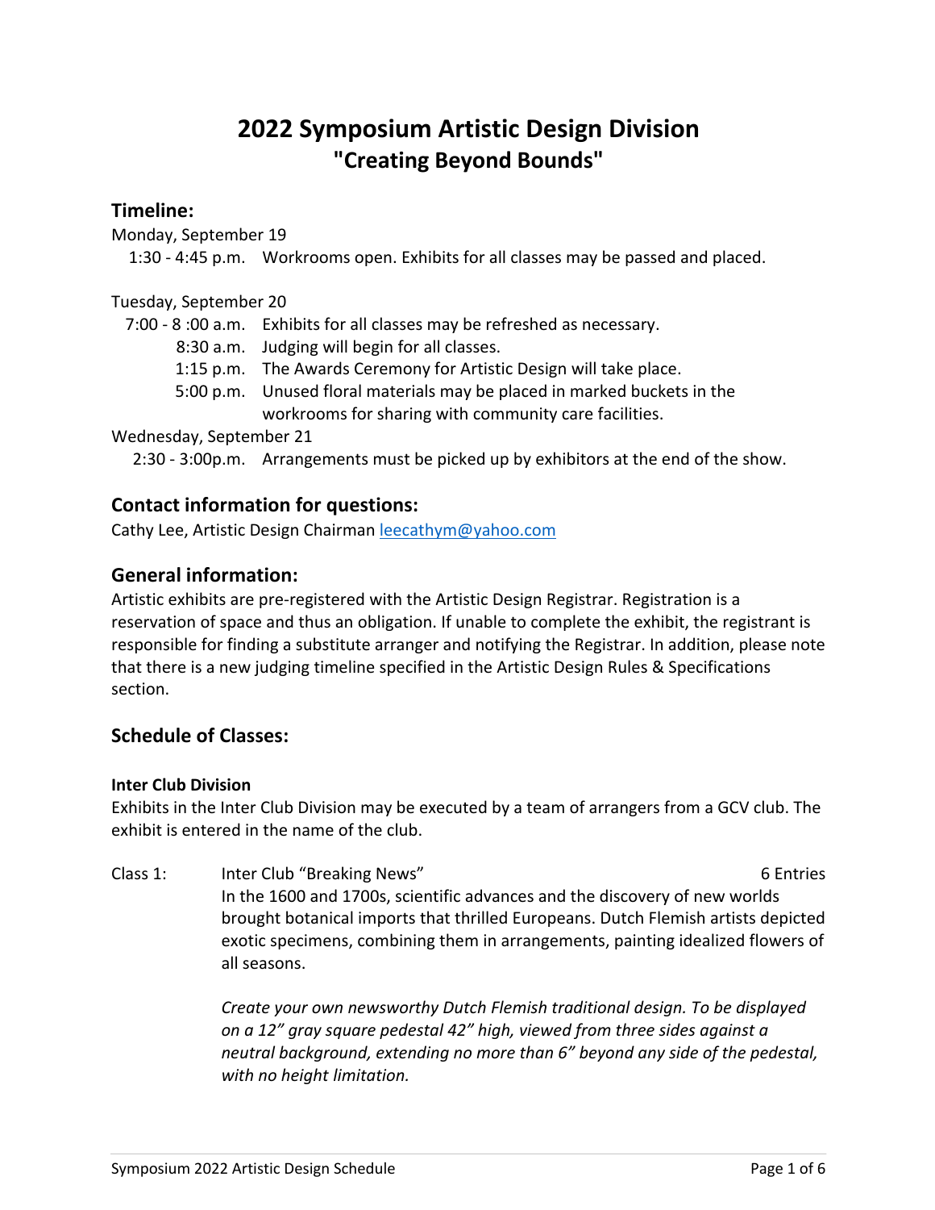# 2022 Symposium Artistic Design Division
## "Creating Beyond Bounds"

### Timeline:

Monday, September 19

1:30 - 4:45 p.m. Workrooms open. Exhibits for all classes may be passed and placed.

Tuesday, September 20

7:00 - 8 :00 a.m. Exhibits for all classes may be refreshed as necessary.

8:30 a.m. Judging will begin for all classes.

1:15 p.m. The Awards Ceremony for Artistic Design will take place.

5:00 p.m. Unused floral materials may be placed in marked buckets in the workrooms for sharing with community care facilities.

Wednesday, September 21

2:30 - 3:00p.m. Arrangements must be picked up by exhibitors at the end of the show.

### Contact information for questions:

Cathy Lee, Artistic Design Chairman leecathym@yahoo.com

### General information:

Artistic exhibits are pre-registered with the Artistic Design Registrar. Registration is a reservation of space and thus an obligation. If unable to complete the exhibit, the registrant is responsible for finding a substitute arranger and notifying the Registrar. In addition, please note that there is a new judging timeline specified in the Artistic Design Rules & Specifications section.

### Schedule of Classes:

#### Inter Club Division

Exhibits in the Inter Club Division may be executed by a team of arrangers from a GCV club. The exhibit is entered in the name of the club.

Class 1: Inter Club "Breaking News" — 6 Entries

In the 1600 and 1700s, scientific advances and the discovery of new worlds brought botanical imports that thrilled Europeans. Dutch Flemish artists depicted exotic specimens, combining them in arrangements, painting idealized flowers of all seasons.

*Create your own newsworthy Dutch Flemish traditional design. To be displayed on a 12" gray square pedestal 42" high, viewed from three sides against a neutral background, extending no more than 6" beyond any side of the pedestal, with no height limitation.*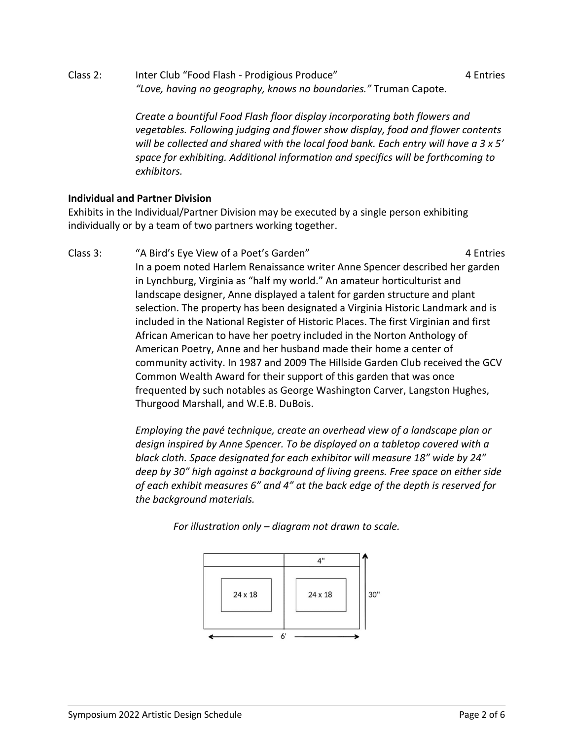Class 2: Inter Club "Food Flash - Prodigious Produce" 4 Entries

*"Love, having no geography, knows no boundaries."* Truman Capote.

*Create a bountiful Food Flash floor display incorporating both flowers and vegetables. Following judging and flower show display, food and flower contents will be collected and shared with the local food bank. Each entry will have a 3 x 5' space for exhibiting. Additional information and specifics will be forthcoming to exhibitors.*

**Individual and Partner Division**

Exhibits in the Individual/Partner Division may be executed by a single person exhibiting individually or by a team of two partners working together.

Class 3: "A Bird's Eye View of a Poet's Garden" 4 Entries

In a poem noted Harlem Renaissance writer Anne Spencer described her garden in Lynchburg, Virginia as "half my world." An amateur horticulturist and landscape designer, Anne displayed a talent for garden structure and plant selection. The property has been designated a Virginia Historic Landmark and is included in the National Register of Historic Places. The first Virginian and first African American to have her poetry included in the Norton Anthology of American Poetry, Anne and her husband made their home a center of community activity. In 1987 and 2009 The Hillside Garden Club received the GCV Common Wealth Award for their support of this garden that was once frequented by such notables as George Washington Carver, Langston Hughes, Thurgood Marshall, and W.E.B. DuBois.

*Employing the pavé technique, create an overhead view of a landscape plan or design inspired by Anne Spencer. To be displayed on a tabletop covered with a black cloth. Space designated for each exhibitor will measure 18" wide by 24" deep by 30" high against a background of living greens. Free space on either side of each exhibit measures 6" and 4" at the back edge of the depth is reserved for the background materials.*

*For illustration only – diagram not drawn to scale.*

4"

24 x 18 | 24 x 18

30"

6'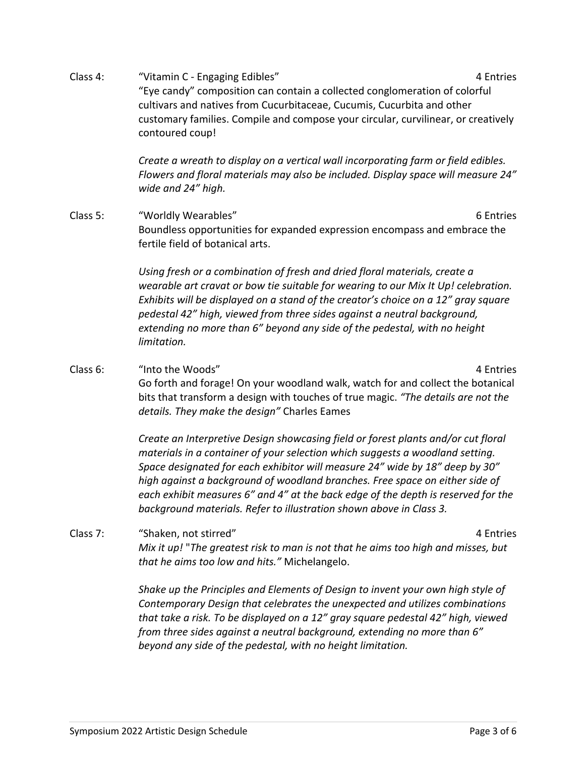**Class 4:** "Vitamin C - Engaging Edibles" — 4 Entries

"Eye candy" composition can contain a collected conglomeration of colorful cultivars and natives from Cucurbitaceae, Cucumis, Cucurbita and other customary families. Compile and compose your circular, curvilinear, or creatively contoured coup!

*Create a wreath to display on a vertical wall incorporating farm or field edibles. Flowers and floral materials may also be included. Display space will measure 24" wide and 24" high.*

**Class 5:** "Worldly Wearables" — 6 Entries

Boundless opportunities for expanded expression encompass and embrace the fertile field of botanical arts.

*Using fresh or a combination of fresh and dried floral materials, create a wearable art cravat or bow tie suitable for wearing to our Mix It Up! celebration. Exhibits will be displayed on a stand of the creator's choice on a 12" gray square pedestal 42" high, viewed from three sides against a neutral background, extending no more than 6" beyond any side of the pedestal, with no height limitation.*

**Class 6:** "Into the Woods" — 4 Entries

Go forth and forage! On your woodland walk, watch for and collect the botanical bits that transform a design with touches of true magic. *"The details are not the details. They make the design"* Charles Eames

*Create an Interpretive Design showcasing field or forest plants and/or cut floral materials in a container of your selection which suggests a woodland setting. Space designated for each exhibitor will measure 24" wide by 18" deep by 30" high against a background of woodland branches. Free space on either side of each exhibit measures 6" and 4" at the back edge of the depth is reserved for the background materials. Refer to illustration shown above in Class 3.*

**Class 7:** "Shaken, not stirred" — 4 Entries

*Mix it up!* "*The greatest risk to man is not that he aims too high and misses, but that he aims too low and hits."* Michelangelo.

*Shake up the Principles and Elements of Design to invent your own high style of Contemporary Design that celebrates the unexpected and utilizes combinations that take a risk. To be displayed on a 12" gray square pedestal 42" high, viewed from three sides against a neutral background, extending no more than 6" beyond any side of the pedestal, with no height limitation.*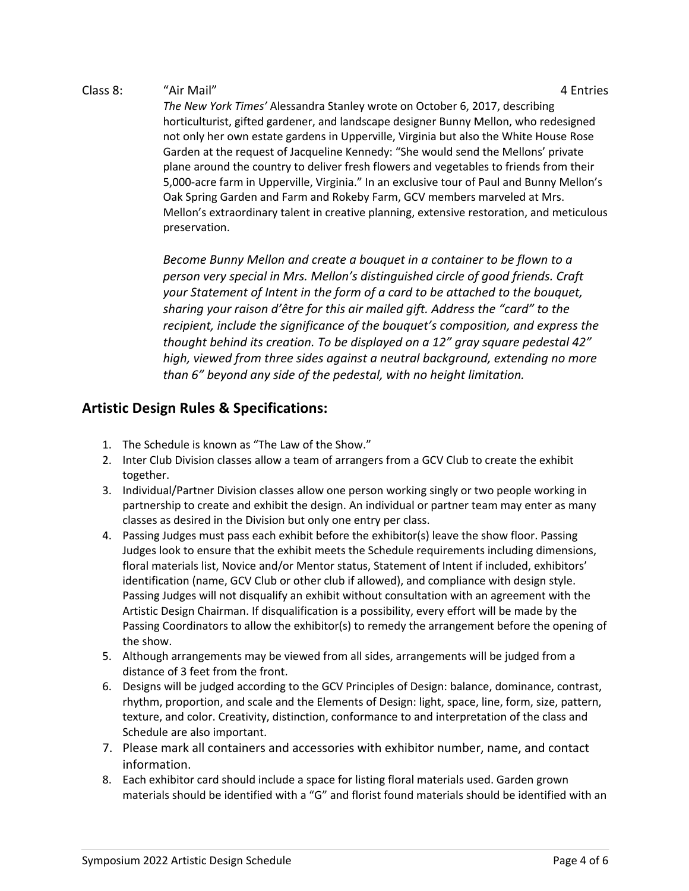Class 8: "Air Mail" 4 Entries

*The New York Times'* Alessandra Stanley wrote on October 6, 2017, describing horticulturist, gifted gardener, and landscape designer Bunny Mellon, who redesigned not only her own estate gardens in Upperville, Virginia but also the White House Rose Garden at the request of Jacqueline Kennedy: "She would send the Mellons' private plane around the country to deliver fresh flowers and vegetables to friends from their 5,000-acre farm in Upperville, Virginia." In an exclusive tour of Paul and Bunny Mellon's Oak Spring Garden and Farm and Rokeby Farm, GCV members marveled at Mrs. Mellon's extraordinary talent in creative planning, extensive restoration, and meticulous preservation.

*Become Bunny Mellon and create a bouquet in a container to be flown to a person very special in Mrs. Mellon's distinguished circle of good friends. Craft your Statement of Intent in the form of a card to be attached to the bouquet, sharing your raison d'être for this air mailed gift. Address the "card" to the recipient, include the significance of the bouquet's composition, and express the thought behind its creation. To be displayed on a 12" gray square pedestal 42" high, viewed from three sides against a neutral background, extending no more than 6" beyond any side of the pedestal, with no height limitation.*

## Artistic Design Rules & Specifications:

1. The Schedule is known as "The Law of the Show."
2. Inter Club Division classes allow a team of arrangers from a GCV Club to create the exhibit together.
3. Individual/Partner Division classes allow one person working singly or two people working in partnership to create and exhibit the design. An individual or partner team may enter as many classes as desired in the Division but only one entry per class.
4. Passing Judges must pass each exhibit before the exhibitor(s) leave the show floor. Passing Judges look to ensure that the exhibit meets the Schedule requirements including dimensions, floral materials list, Novice and/or Mentor status, Statement of Intent if included, exhibitors' identification (name, GCV Club or other club if allowed), and compliance with design style. Passing Judges will not disqualify an exhibit without consultation with an agreement with the Artistic Design Chairman. If disqualification is a possibility, every effort will be made by the Passing Coordinators to allow the exhibitor(s) to remedy the arrangement before the opening of the show.
5. Although arrangements may be viewed from all sides, arrangements will be judged from a distance of 3 feet from the front.
6. Designs will be judged according to the GCV Principles of Design: balance, dominance, contrast, rhythm, proportion, and scale and the Elements of Design: light, space, line, form, size, pattern, texture, and color. Creativity, distinction, conformance to and interpretation of the class and Schedule are also important.
7. Please mark all containers and accessories with exhibitor number, name, and contact information.
8. Each exhibitor card should include a space for listing floral materials used. Garden grown materials should be identified with a "G" and florist found materials should be identified with an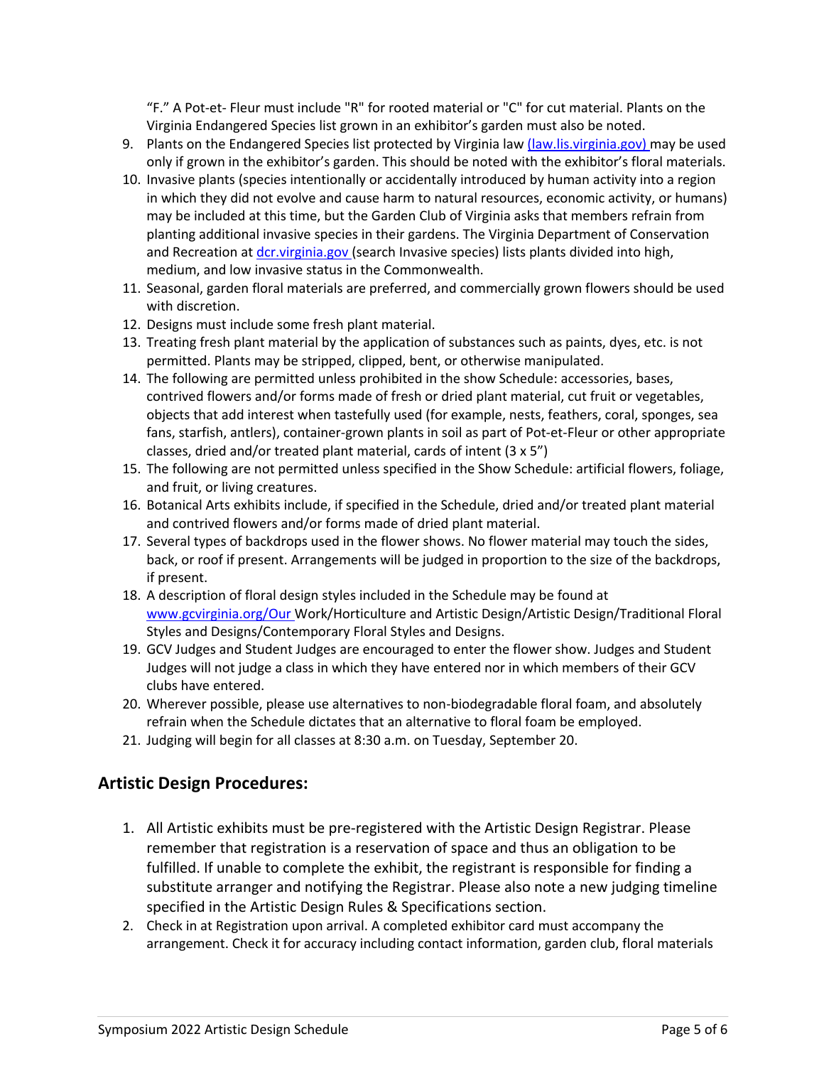"F." A Pot-et- Fleur must include "R" for rooted material or "C" for cut material. Plants on the Virginia Endangered Species list grown in an exhibitor's garden must also be noted.

9. Plants on the Endangered Species list protected by Virginia law (law.lis.virginia.gov) may be used only if grown in the exhibitor's garden. This should be noted with the exhibitor's floral materials.
10. Invasive plants (species intentionally or accidentally introduced by human activity into a region in which they did not evolve and cause harm to natural resources, economic activity, or humans) may be included at this time, but the Garden Club of Virginia asks that members refrain from planting additional invasive species in their gardens. The Virginia Department of Conservation and Recreation at dcr.virginia.gov (search Invasive species) lists plants divided into high, medium, and low invasive status in the Commonwealth.
11. Seasonal, garden floral materials are preferred, and commercially grown flowers should be used with discretion.
12. Designs must include some fresh plant material.
13. Treating fresh plant material by the application of substances such as paints, dyes, etc. is not permitted. Plants may be stripped, clipped, bent, or otherwise manipulated.
14. The following are permitted unless prohibited in the show Schedule: accessories, bases, contrived flowers and/or forms made of fresh or dried plant material, cut fruit or vegetables, objects that add interest when tastefully used (for example, nests, feathers, coral, sponges, sea fans, starfish, antlers), container-grown plants in soil as part of Pot-et-Fleur or other appropriate classes, dried and/or treated plant material, cards of intent (3 x 5")
15. The following are not permitted unless specified in the Show Schedule: artificial flowers, foliage, and fruit, or living creatures.
16. Botanical Arts exhibits include, if specified in the Schedule, dried and/or treated plant material and contrived flowers and/or forms made of dried plant material.
17. Several types of backdrops used in the flower shows. No flower material may touch the sides, back, or roof if present. Arrangements will be judged in proportion to the size of the backdrops, if present.
18. A description of floral design styles included in the Schedule may be found at www.gcvirginia.org/Our Work/Horticulture and Artistic Design/Artistic Design/Traditional Floral Styles and Designs/Contemporary Floral Styles and Designs.
19. GCV Judges and Student Judges are encouraged to enter the flower show. Judges and Student Judges will not judge a class in which they have entered nor in which members of their GCV clubs have entered.
20. Wherever possible, please use alternatives to non-biodegradable floral foam, and absolutely refrain when the Schedule dictates that an alternative to floral foam be employed.
21. Judging will begin for all classes at 8:30 a.m. on Tuesday, September 20.

## Artistic Design Procedures:

1. All Artistic exhibits must be pre-registered with the Artistic Design Registrar. Please remember that registration is a reservation of space and thus an obligation to be fulfilled. If unable to complete the exhibit, the registrant is responsible for finding a substitute arranger and notifying the Registrar. Please also note a new judging timeline specified in the Artistic Design Rules & Specifications section.
2. Check in at Registration upon arrival. A completed exhibitor card must accompany the arrangement. Check it for accuracy including contact information, garden club, floral materials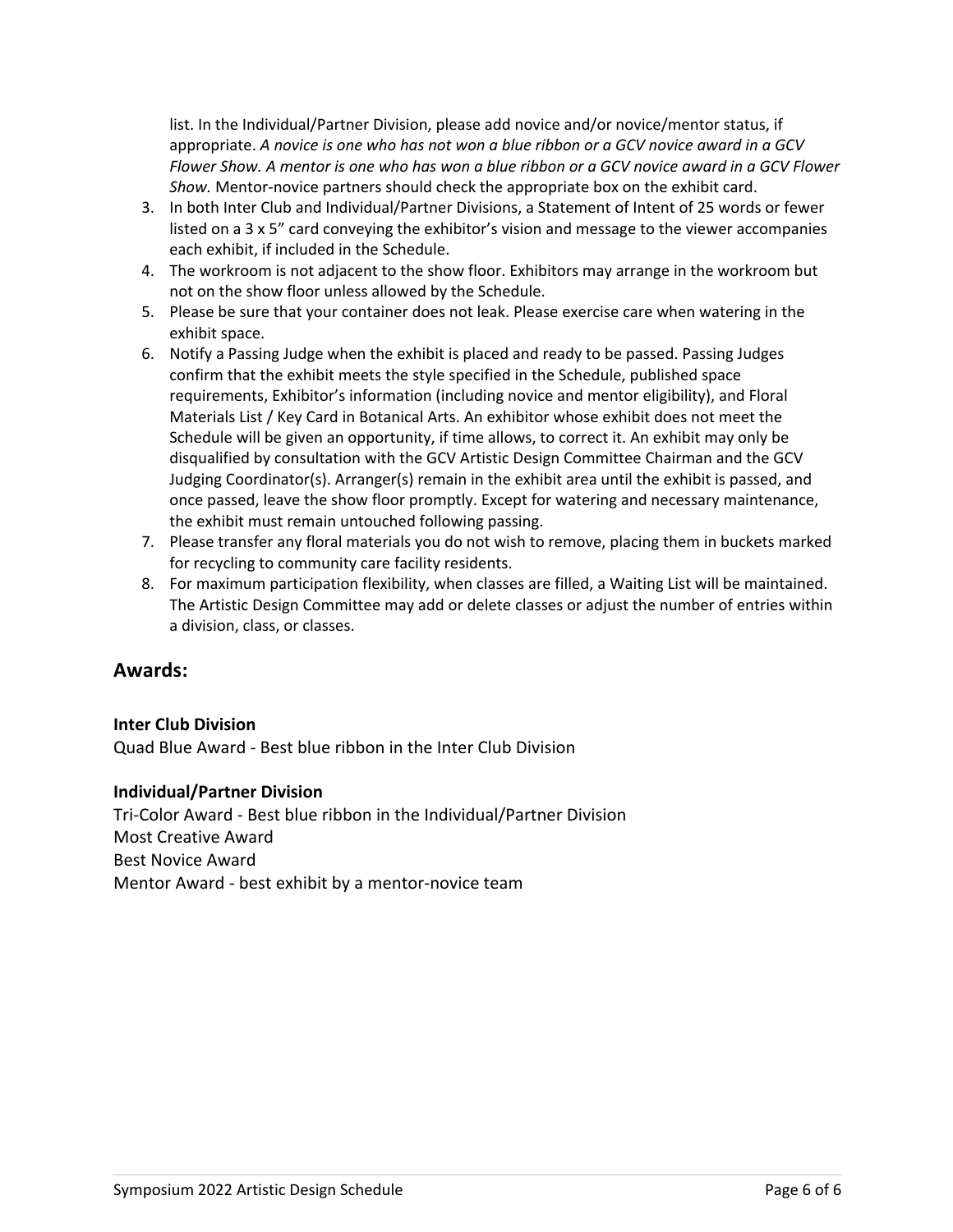list. In the Individual/Partner Division, please add novice and/or novice/mentor status, if appropriate. *A novice is one who has not won a blue ribbon or a GCV novice award in a GCV Flower Show. A mentor is one who has won a blue ribbon or a GCV novice award in a GCV Flower Show.* Mentor-novice partners should check the appropriate box on the exhibit card.

3. In both Inter Club and Individual/Partner Divisions, a Statement of Intent of 25 words or fewer listed on a 3 x 5" card conveying the exhibitor's vision and message to the viewer accompanies each exhibit, if included in the Schedule.
4. The workroom is not adjacent to the show floor. Exhibitors may arrange in the workroom but not on the show floor unless allowed by the Schedule.
5. Please be sure that your container does not leak. Please exercise care when watering in the exhibit space.
6. Notify a Passing Judge when the exhibit is placed and ready to be passed. Passing Judges confirm that the exhibit meets the style specified in the Schedule, published space requirements, Exhibitor's information (including novice and mentor eligibility), and Floral Materials List / Key Card in Botanical Arts. An exhibitor whose exhibit does not meet the Schedule will be given an opportunity, if time allows, to correct it. An exhibit may only be disqualified by consultation with the GCV Artistic Design Committee Chairman and the GCV Judging Coordinator(s). Arranger(s) remain in the exhibit area until the exhibit is passed, and once passed, leave the show floor promptly. Except for watering and necessary maintenance, the exhibit must remain untouched following passing.
7. Please transfer any floral materials you do not wish to remove, placing them in buckets marked for recycling to community care facility residents.
8. For maximum participation flexibility, when classes are filled, a Waiting List will be maintained. The Artistic Design Committee may add or delete classes or adjust the number of entries within a division, class, or classes.

## Awards:

**Inter Club Division**

Quad Blue Award - Best blue ribbon in the Inter Club Division

**Individual/Partner Division**

Tri-Color Award - Best blue ribbon in the Individual/Partner Division
Most Creative Award
Best Novice Award
Mentor Award - best exhibit by a mentor-novice team